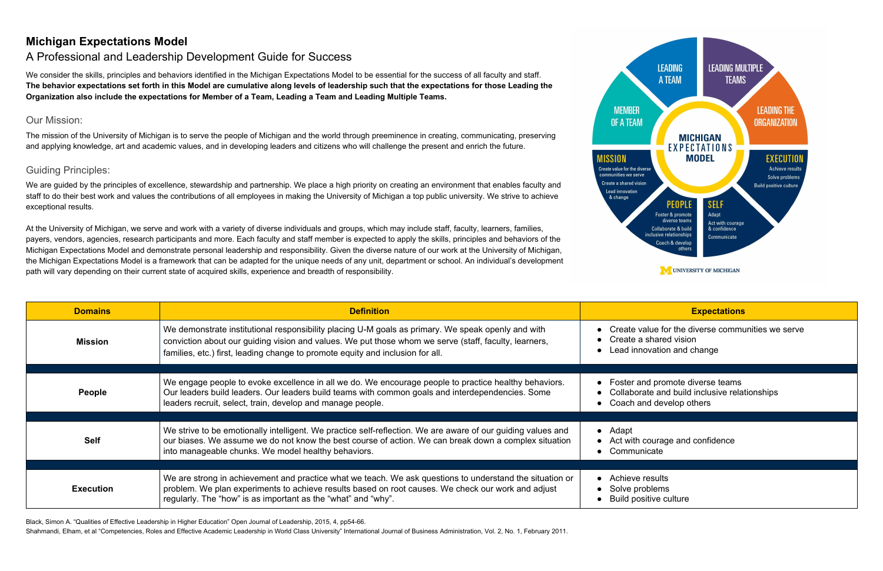# Michigan Expectations Model

## A Professional and Leadership Development Guide for Success

We consider the skills, principles and behaviors identified in the Michigan Expectations Model to be essential for the success of all faculty and staff. **The behavior expectations set forth in this Model are cumulative along levels of leadership such that the expectations for those Leading the Organization also include the expectations for Member of a Team, Leading a Team and Leading Multiple Teams.**

### Our Mission:

The mission of the University of Michigan is to serve the people of Michigan and the world through preeminence in creating, communicating, preserving and applying knowledge, art and academic values, and in developing leaders and citizens who will challenge the present and enrich the future.

### Guiding Principles:

We are guided by the principles of excellence, stewardship and partnership. We place a high priority on creating an environment that enables faculty and staff to do their best work and values the contributions of all employees in making the University of Michigan a top public university. We strive to achieve exceptional results.

At the University of Michigan, we serve and work with a variety of diverse individuals and groups, which may include staff, faculty, learners, families, payers, vendors, agencies, research participants and more. Each faculty and staff member is expected to apply the skills, principles and behaviors of the Michigan Expectations Model and demonstrate personal leadership and responsibility. Given the diverse nature of our work at the University of Michigan, the Michigan Expectations Model is a framework that can be adapted for the unique needs of any unit, department or school. An individual's development path will vary depending on their current state of acquired skills, experience and breadth of responsibility.

MEMBER OF A TEAM | LEADING A TEAM | LEADING MULTIPLE TEAMS | LEADING THE ORGANIZATION

MICHIGAN EXPECTATIONS MODEL

MISSION: Create value for the diverse communities we serve; Create a shared vision; Lead innovation & change

EXECUTION: Achieve results; Solve problems; Build positive culture

PEOPLE: Foster & promote diverse teams; Collaborate & build inclusive relationships; Coach & develop others

SELF: Adapt; Act with courage & confidence; Communicate

UNIVERSITY OF MICHIGAN

| Domains | Definition | Expectations |
| --- | --- | --- |
| **Mission** | We demonstrate institutional responsibility placing U-M goals as primary. We speak openly and with conviction about our guiding vision and values. We put those whom we serve (staff, faculty, learners, families, etc.) first, leading change to promote equity and inclusion for all. | • Create value for the diverse communities we serve<br>• Create a shared vision<br>• Lead innovation and change |
| **People** | We engage people to evoke excellence in all we do. We encourage people to practice healthy behaviors. Our leaders build leaders. Our leaders build teams with common goals and interdependencies. Some leaders recruit, select, train, develop and manage people. | • Foster and promote diverse teams<br>• Collaborate and build inclusive relationships<br>• Coach and develop others |
| **Self** | We strive to be emotionally intelligent. We practice self-reflection. We are aware of our guiding values and our biases. We assume we do not know the best course of action. We can break down a complex situation into manageable chunks. We model healthy behaviors. | • Adapt<br>• Act with courage and confidence<br>• Communicate |
| **Execution** | We are strong in achievement and practice what we teach. We ask questions to understand the situation or problem. We plan experiments to achieve results based on root causes. We check our work and adjust regularly. The "how" is as important as the "what" and "why". | • Achieve results<br>• Solve problems<br>• Build positive culture |

Black, Simon A. "Qualities of Effective Leadership in Higher Education" Open Journal of Leadership, 2015, 4, pp54-66.

Shahmandi, Elham, et al "Competencies, Roles and Effective Academic Leadership in World Class University" International Journal of Business Administration, Vol. 2, No. 1, February 2011.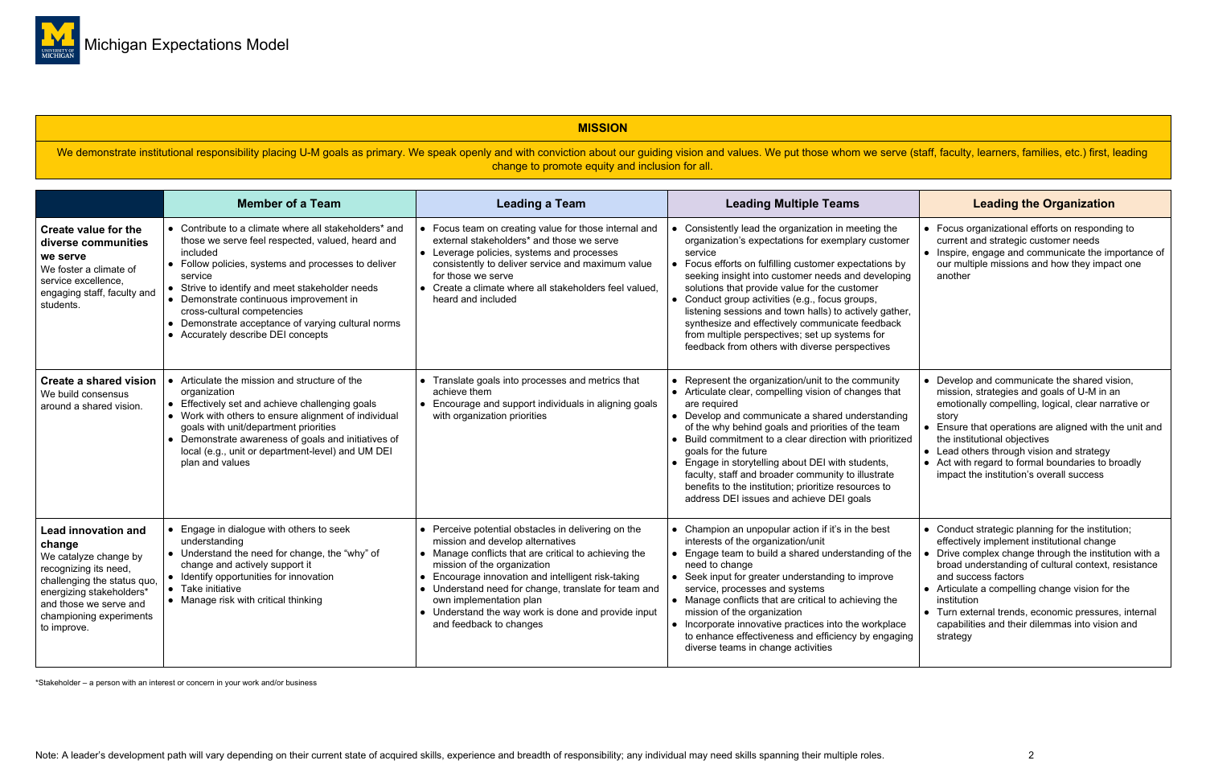# Michigan Expectations Model

## MISSION

We demonstrate institutional responsibility placing U-M goals as primary. We speak openly and with conviction about our guiding vision and values. We put those whom we serve (staff, faculty, learners, families, etc.) first, leading change to promote equity and inclusion for all.

| | Member of a Team | Leading a Team | Leading Multiple Teams | Leading the Organization |
|---|---|---|---|---|
| **Create value for the diverse communities we serve**<br>We foster a climate of service excellence, engaging staff, faculty and students. | • Contribute to a climate where all stakeholders* and those we serve feel respected, valued, heard and included<br>• Follow policies, systems and processes to deliver service<br>• Strive to identify and meet stakeholder needs<br>• Demonstrate continuous improvement in cross-cultural competencies<br>• Demonstrate acceptance of varying cultural norms<br>• Accurately describe DEI concepts | • Focus team on creating value for those internal and external stakeholders* and those we serve<br>• Leverage policies, systems and processes consistently to deliver service and maximum value for those we serve<br>• Create a climate where all stakeholders feel valued, heard and included | • Consistently lead the organization in meeting the organization's expectations for exemplary customer service<br>• Focus efforts on fulfilling customer expectations by seeking insight into customer needs and developing solutions that provide value for the customer<br>• Conduct group activities (e.g., focus groups, listening sessions and town halls) to actively gather, synthesize and effectively communicate feedback from multiple perspectives; set up systems for feedback from others with diverse perspectives | • Focus organizational efforts on responding to current and strategic customer needs<br>• Inspire, engage and communicate the importance of our multiple missions and how they impact one another |
| **Create a shared vision**<br>We build consensus around a shared vision. | • Articulate the mission and structure of the organization<br>• Effectively set and achieve challenging goals<br>• Work with others to ensure alignment of individual goals with unit/department priorities<br>• Demonstrate awareness of goals and initiatives of local (e.g., unit or department-level) and UM DEI plan and values | • Translate goals into processes and metrics that achieve them<br>• Encourage and support individuals in aligning goals with organization priorities | • Represent the organization/unit to the community<br>• Articulate clear, compelling vision of changes that are required<br>• Develop and communicate a shared understanding of the why behind goals and priorities of the team<br>• Build commitment to a clear direction with prioritized goals for the future<br>• Engage in storytelling about DEI with students, faculty, staff and broader community to illustrate benefits to the institution; prioritize resources to address DEI issues and achieve DEI goals | • Develop and communicate the shared vision, mission, strategies and goals of U-M in an emotionally compelling, logical, clear narrative or story<br>• Ensure that operations are aligned with the unit and the institutional objectives<br>• Lead others through vision and strategy<br>• Act with regard to formal boundaries to broadly impact the institution's overall success |
| **Lead innovation and change**<br>We catalyze change by recognizing its need, challenging the status quo, energizing stakeholders* and those we serve and championing experiments to improve. | • Engage in dialogue with others to seek understanding<br>• Understand the need for change, the "why" of change and actively support it<br>• Identify opportunities for innovation<br>• Take initiative<br>• Manage risk with critical thinking | • Perceive potential obstacles in delivering on the mission and develop alternatives<br>• Manage conflicts that are critical to achieving the mission of the organization<br>• Encourage innovation and intelligent risk-taking<br>• Understand need for change, translate for team and own implementation plan<br>• Understand the way work is done and provide input and feedback to changes | • Champion an unpopular action if it's in the best interests of the organization/unit<br>• Engage team to build a shared understanding of the need to change<br>• Seek input for greater understanding to improve service, processes and systems<br>• Manage conflicts that are critical to achieving the mission of the organization<br>• Incorporate innovative practices into the workplace to enhance effectiveness and efficiency by engaging diverse teams in change activities | • Conduct strategic planning for the institution; effectively implement institutional change<br>• Drive complex change through the institution with a broad understanding of cultural context, resistance and success factors<br>• Articulate a compelling change vision for the institution<br>• Turn external trends, economic pressures, internal capabilities and their dilemmas into vision and strategy |

*Stakeholder – a person with an interest or concern in your work and/or business

Note: A leader's development path will vary depending on their current state of acquired skills, experience and breadth of responsibility; any individual may need skills spanning their multiple roles.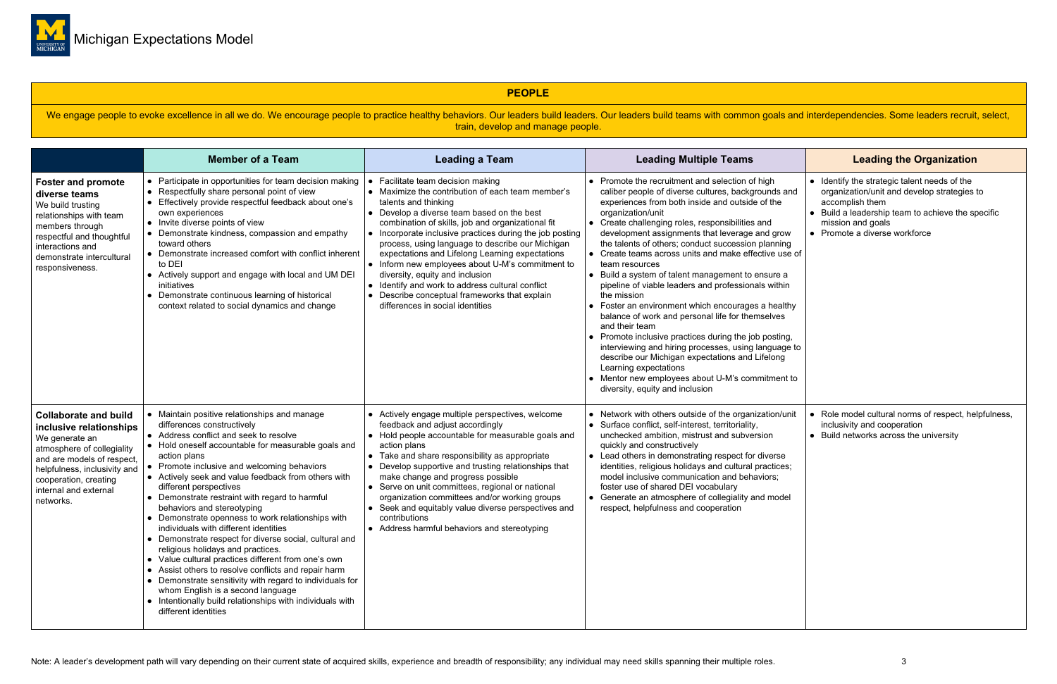# Michigan Expectations Model

## PEOPLE

We engage people to evoke excellence in all we do. We encourage people to practice healthy behaviors. Our leaders build leaders. Our leaders build teams with common goals and interdependencies. Some leaders recruit, select, train, develop and manage people.

| | Member of a Team | Leading a Team | Leading Multiple Teams | Leading the Organization |
|---|---|---|---|---|
| **Foster and promote diverse teams**<br>We build trusting relationships with team members through respectful and thoughtful interactions and demonstrate intercultural responsiveness. | • Participate in opportunities for team decision making<br>• Respectfully share personal point of view<br>• Effectively provide respectful feedback about one's own experiences<br>• Invite diverse points of view<br>• Demonstrate kindness, compassion and empathy toward others<br>• Demonstrate increased comfort with conflict inherent to DEI<br>• Actively support and engage with local and UM DEI initiatives<br>• Demonstrate continuous learning of historical context related to social dynamics and change | • Facilitate team decision making<br>• Maximize the contribution of each team member's talents and thinking<br>• Develop a diverse team based on the best combination of skills, job and organizational fit<br>• Incorporate inclusive practices during the job posting process, using language to describe our Michigan expectations and Lifelong Learning expectations<br>• Inform new employees about U-M's commitment to diversity, equity and inclusion<br>• Identify and work to address cultural conflict<br>• Describe conceptual frameworks that explain differences in social identities | • Promote the recruitment and selection of high caliber people of diverse cultures, backgrounds and experiences from both inside and outside of the organization/unit<br>• Create challenging roles, responsibilities and development assignments that leverage and grow the talents of others; conduct succession planning<br>• Create teams across units and make effective use of team resources<br>• Build a system of talent management to ensure a pipeline of viable leaders and professionals within the mission<br>• Foster an environment which encourages a healthy balance of work and personal life for themselves and their team<br>• Promote inclusive practices during the job posting, interviewing and hiring processes, using language to describe our Michigan expectations and Lifelong Learning expectations<br>• Mentor new employees about U-M's commitment to diversity, equity and inclusion | • Identify the strategic talent needs of the organization/unit and develop strategies to accomplish them<br>• Build a leadership team to achieve the specific mission and goals<br>• Promote a diverse workforce |
| **Collaborate and build inclusive relationships**<br>We generate an atmosphere of collegiality and are models of respect, helpfulness, inclusivity and cooperation, creating internal and external networks. | • Maintain positive relationships and manage differences constructively<br>• Address conflict and seek to resolve<br>• Hold oneself accountable for measurable goals and action plans<br>• Promote inclusive and welcoming behaviors<br>• Actively seek and value feedback from others with different perspectives<br>• Demonstrate restraint with regard to harmful behaviors and stereotyping<br>• Demonstrate openness to work relationships with individuals with different identities<br>• Demonstrate respect for diverse social, cultural and religious holidays and practices.<br>• Value cultural practices different from one's own<br>• Assist others to resolve conflicts and repair harm<br>• Demonstrate sensitivity with regard to individuals for whom English is a second language<br>• Intentionally build relationships with individuals with different identities | • Actively engage multiple perspectives, welcome feedback and adjust accordingly<br>• Hold people accountable for measurable goals and action plans<br>• Take and share responsibility as appropriate<br>• Develop supportive and trusting relationships that make change and progress possible<br>• Serve on unit committees, regional or national organization committees and/or working groups<br>• Seek and equitably value diverse perspectives and contributions<br>• Address harmful behaviors and stereotyping | • Network with others outside of the organization/unit<br>• Surface conflict, self-interest, territoriality, unchecked ambition, mistrust and subversion quickly and constructively<br>• Lead others in demonstrating respect for diverse identities, religious holidays and cultural practices; model inclusive communication and behaviors; foster use of shared DEI vocabulary<br>• Generate an atmosphere of collegiality and model respect, helpfulness and cooperation | • Role model cultural norms of respect, helpfulness, inclusivity and cooperation<br>• Build networks across the university |

Note: A leader's development path will vary depending on their current state of acquired skills, experience and breadth of responsibility; any individual may need skills spanning their multiple roles.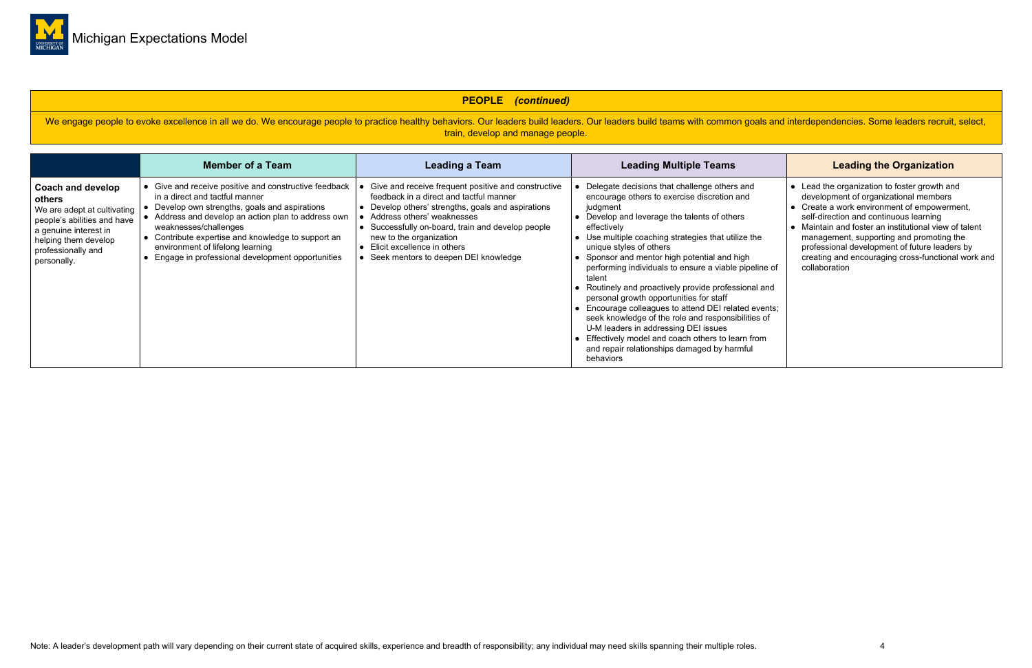# Michigan Expectations Model

## PEOPLE *(continued)*

We engage people to evoke excellence in all we do. We encourage people to practice healthy behaviors. Our leaders build leaders. Our leaders build teams with common goals and interdependencies. Some leaders recruit, select, train, develop and manage people.

| | Member of a Team | Leading a Team | Leading Multiple Teams | Leading the Organization |
|---|---|---|---|---|
| **Coach and develop others** We are adept at cultivating people's abilities and have a genuine interest in helping them develop professionally and personally. | • Give and receive positive and constructive feedback in a direct and tactful manner<br>• Develop own strengths, goals and aspirations<br>• Address and develop an action plan to address own weaknesses/challenges<br>• Contribute expertise and knowledge to support an environment of lifelong learning<br>• Engage in professional development opportunities | • Give and receive frequent positive and constructive feedback in a direct and tactful manner<br>• Develop others' strengths, goals and aspirations<br>• Address others' weaknesses<br>• Successfully on-board, train and develop people new to the organization<br>• Elicit excellence in others<br>• Seek mentors to deepen DEI knowledge | • Delegate decisions that challenge others and encourage others to exercise discretion and judgment<br>• Develop and leverage the talents of others effectively<br>• Use multiple coaching strategies that utilize the unique styles of others<br>• Sponsor and mentor high potential and high performing individuals to ensure a viable pipeline of talent<br>• Routinely and proactively provide professional and personal growth opportunities for staff<br>• Encourage colleagues to attend DEI related events; seek knowledge of the role and responsibilities of U-M leaders in addressing DEI issues<br>• Effectively model and coach others to learn from and repair relationships damaged by harmful behaviors | • Lead the organization to foster growth and development of organizational members<br>• Create a work environment of empowerment, self-direction and continuous learning<br>• Maintain and foster an institutional view of talent management, supporting and promoting the professional development of future leaders by creating and encouraging cross-functional work and collaboration |

Note: A leader's development path will vary depending on their current state of acquired skills, experience and breadth of responsibility; any individual may need skills spanning their multiple roles.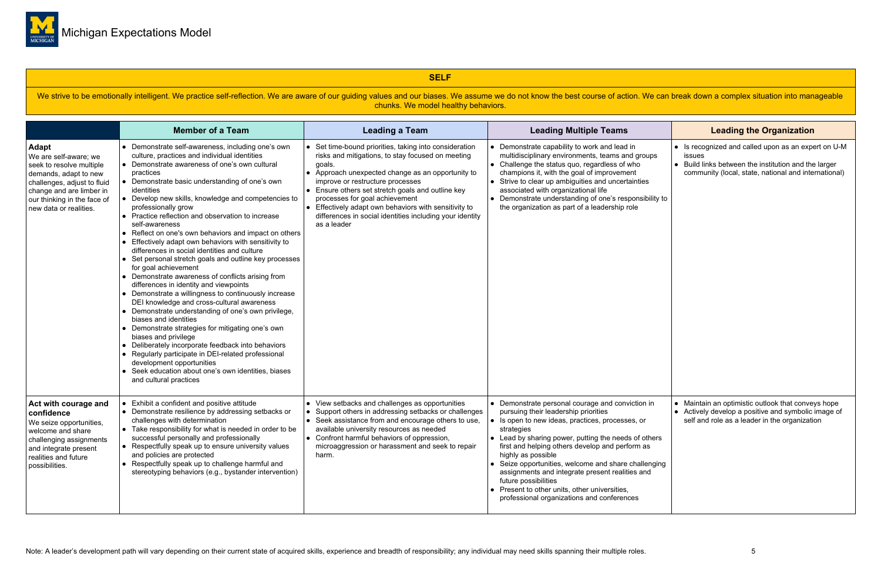# Michigan Expectations Model

## SELF

We strive to be emotionally intelligent. We practice self-reflection. We are aware of our guiding values and our biases. We assume we do not know the best course of action. We can break down a complex situation into manageable chunks. We model healthy behaviors.

| | Member of a Team | Leading a Team | Leading Multiple Teams | Leading the Organization |
|---|---|---|---|---|
| **Adapt**<br>We are self-aware; we seek to resolve multiple demands, adapt to new challenges, adjust to fluid change and are limber in our thinking in the face of new data or realities. | • Demonstrate self-awareness, including one's own culture, practices and individual identities<br>• Demonstrate awareness of one's own cultural practices<br>• Demonstrate basic understanding of one's own identities<br>• Develop new skills, knowledge and competencies to professionally grow<br>• Practice reflection and observation to increase self-awareness<br>• Reflect on one's own behaviors and impact on others<br>• Effectively adapt own behaviors with sensitivity to differences in social identities and culture<br>• Set personal stretch goals and outline key processes for goal achievement<br>• Demonstrate awareness of conflicts arising from differences in identity and viewpoints<br>• Demonstrate a willingness to continuously increase DEI knowledge and cross-cultural awareness<br>• Demonstrate understanding of one's own privilege, biases and identities<br>• Demonstrate strategies for mitigating one's own biases and privilege<br>• Deliberately incorporate feedback into behaviors<br>• Regularly participate in DEI-related professional development opportunities<br>• Seek education about one's own identities, biases and cultural practices | • Set time-bound priorities, taking into consideration risks and mitigations, to stay focused on meeting goals.<br>• Approach unexpected change as an opportunity to improve or restructure processes<br>• Ensure others set stretch goals and outline key processes for goal achievement<br>• Effectively adapt own behaviors with sensitivity to differences in social identities including your identity as a leader | • Demonstrate capability to work and lead in multidisciplinary environments, teams and groups<br>• Challenge the status quo, regardless of who champions it, with the goal of improvement<br>• Strive to clear up ambiguities and uncertainties associated with organizational life<br>• Demonstrate understanding of one's responsibility to the organization as part of a leadership role | • Is recognized and called upon as an expert on U-M issues<br>• Build links between the institution and the larger community (local, state, national and international) |
| **Act with courage and confidence**<br>We seize opportunities, welcome and share challenging assignments and integrate present realities and future possibilities. | • Exhibit a confident and positive attitude<br>• Demonstrate resilience by addressing setbacks or challenges with determination<br>• Take responsibility for what is needed in order to be successful personally and professionally<br>• Respectfully speak up to ensure university values and policies are protected<br>• Respectfully speak up to challenge harmful and stereotyping behaviors (e.g., bystander intervention) | • View setbacks and challenges as opportunities<br>• Support others in addressing setbacks or challenges<br>• Seek assistance from and encourage others to use, available university resources as needed<br>• Confront harmful behaviors of oppression, microaggression or harassment and seek to repair harm. | • Demonstrate personal courage and conviction in pursuing their leadership priorities<br>• Is open to new ideas, practices, processes, or strategies<br>• Lead by sharing power, putting the needs of others first and helping others develop and perform as highly as possible<br>• Seize opportunities, welcome and share challenging assignments and integrate present realities and future possibilities<br>• Present to other units, other universities, professional organizations and conferences | • Maintain an optimistic outlook that conveys hope<br>• Actively develop a positive and symbolic image of self and role as a leader in the organization |

Note: A leader's development path will vary depending on their current state of acquired skills, experience and breadth of responsibility; any individual may need skills spanning their multiple roles.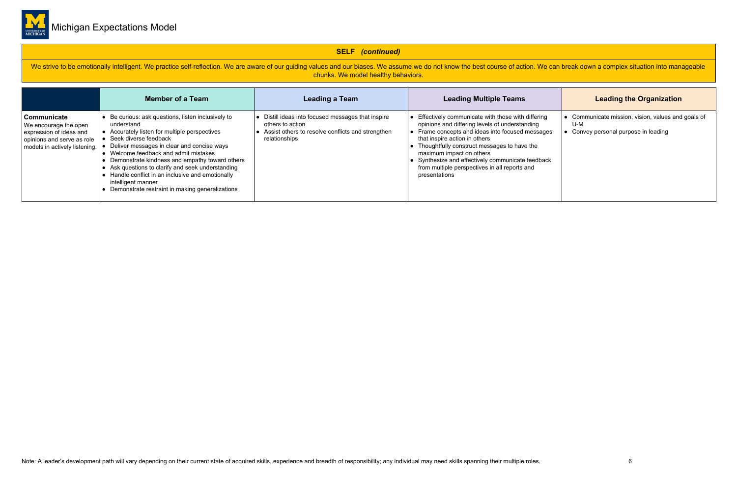# Michigan Expectations Model

## SELF *(continued)*

We strive to be emotionally intelligent. We practice self-reflection. We are aware of our guiding values and our biases. We assume we do not know the best course of action. We can break down a complex situation into manageable chunks. We model healthy behaviors.

| | Member of a Team | Leading a Team | Leading Multiple Teams | Leading the Organization |
|---|---|---|---|---|
| **Communicate**<br>We encourage the open expression of ideas and opinions and serve as role models in actively listening. | • Be curious: ask questions, listen inclusively to understand<br>• Accurately listen for multiple perspectives<br>• Seek diverse feedback<br>• Deliver messages in clear and concise ways<br>• Welcome feedback and admit mistakes<br>• Demonstrate kindness and empathy toward others<br>• Ask questions to clarify and seek understanding<br>• Handle conflict in an inclusive and emotionally intelligent manner<br>• Demonstrate restraint in making generalizations | • Distill ideas into focused messages that inspire others to action<br>• Assist others to resolve conflicts and strengthen relationships | • Effectively communicate with those with differing opinions and differing levels of understanding<br>• Frame concepts and ideas into focused messages that inspire action in others<br>• Thoughtfully construct messages to have the maximum impact on others<br>• Synthesize and effectively communicate feedback from multiple perspectives in all reports and presentations | • Communicate mission, vision, values and goals of U-M<br>• Convey personal purpose in leading |

Note: A leader's development path will vary depending on their current state of acquired skills, experience and breadth of responsibility; any individual may need skills spanning their multiple roles.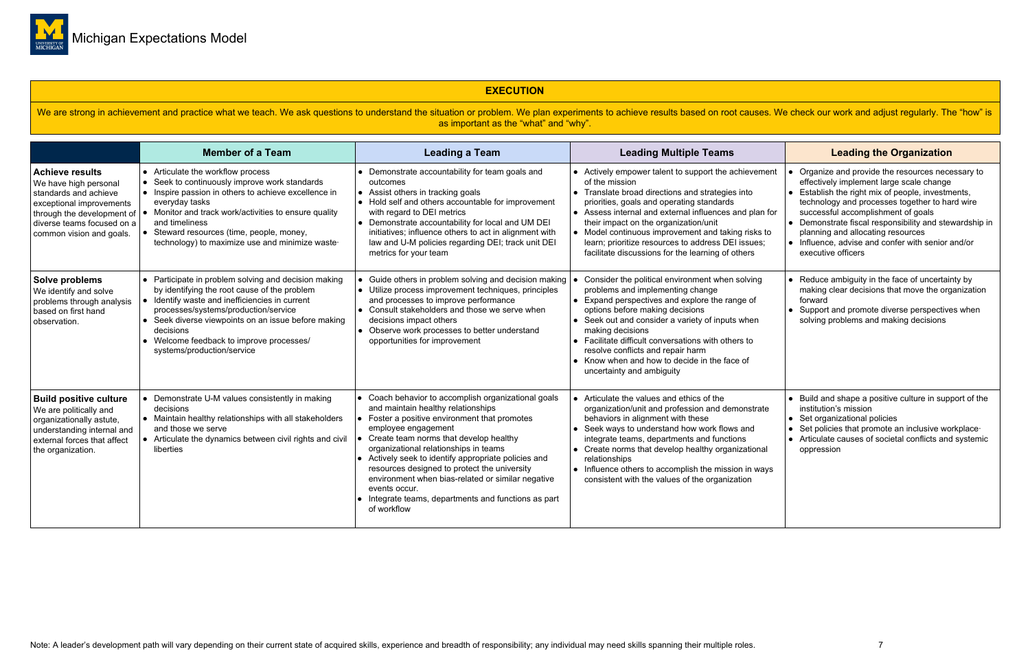# Michigan Expectations Model

## EXECUTION

We are strong in achievement and practice what we teach. We ask questions to understand the situation or problem. We plan experiments to achieve results based on root causes. We check our work and adjust regularly. The "how" is as important as the "what" and "why".

| | Member of a Team | Leading a Team | Leading Multiple Teams | Leading the Organization |
|---|---|---|---|---|
| **Achieve results**<br>We have high personal standards and achieve exceptional improvements through the development of diverse teams focused on a common vision and goals. | • Articulate the workflow process<br>• Seek to continuously improve work standards<br>• Inspire passion in others to achieve excellence in everyday tasks<br>• Monitor and track work/activities to ensure quality and timeliness<br>• Steward resources (time, people, money, technology) to maximize use and minimize waste· | • Demonstrate accountability for team goals and outcomes<br>• Assist others in tracking goals<br>• Hold self and others accountable for improvement with regard to DEI metrics<br>• Demonstrate accountability for local and UM DEI initiatives; influence others to act in alignment with law and U-M policies regarding DEI; track unit DEI metrics for your team | • Actively empower talent to support the achievement of the mission<br>• Translate broad directions and strategies into priorities, goals and operating standards<br>• Assess internal and external influences and plan for their impact on the organization/unit<br>• Model continuous improvement and taking risks to learn; prioritize resources to address DEI issues; facilitate discussions for the learning of others | • Organize and provide the resources necessary to effectively implement large scale change<br>• Establish the right mix of people, investments, technology and processes together to hard wire successful accomplishment of goals<br>• Demonstrate fiscal responsibility and stewardship in planning and allocating resources<br>• Influence, advise and confer with senior and/or executive officers |
| **Solve problems**<br>We identify and solve problems through analysis based on first hand observation. | • Participate in problem solving and decision making by identifying the root cause of the problem<br>• Identify waste and inefficiencies in current processes/systems/production/service<br>• Seek diverse viewpoints on an issue before making decisions<br>• Welcome feedback to improve processes/ systems/production/service | • Guide others in problem solving and decision making<br>• Utilize process improvement techniques, principles and processes to improve performance<br>• Consult stakeholders and those we serve when decisions impact others<br>• Observe work processes to better understand opportunities for improvement | • Consider the political environment when solving problems and implementing change<br>• Expand perspectives and explore the range of options before making decisions<br>• Seek out and consider a variety of inputs when making decisions<br>• Facilitate difficult conversations with others to resolve conflicts and repair harm<br>• Know when and how to decide in the face of uncertainty and ambiguity | • Reduce ambiguity in the face of uncertainty by making clear decisions that move the organization forward<br>• Support and promote diverse perspectives when solving problems and making decisions |
| **Build positive culture**<br>We are politically and organizationally astute, understanding internal and external forces that affect the organization. | • Demonstrate U-M values consistently in making decisions<br>• Maintain healthy relationships with all stakeholders and those we serve<br>• Articulate the dynamics between civil rights and civil liberties | • Coach behavior to accomplish organizational goals and maintain healthy relationships<br>• Foster a positive environment that promotes employee engagement<br>• Create team norms that develop healthy organizational relationships in teams<br>• Actively seek to identify appropriate policies and resources designed to protect the university environment when bias-related or similar negative events occur.<br>• Integrate teams, departments and functions as part of workflow | • Articulate the values and ethics of the organization/unit and profession and demonstrate behaviors in alignment with these<br>• Seek ways to understand how work flows and integrate teams, departments and functions<br>• Create norms that develop healthy organizational relationships<br>• Influence others to accomplish the mission in ways consistent with the values of the organization | • Build and shape a positive culture in support of the institution's mission<br>• Set organizational policies<br>• Set policies that promote an inclusive workplace·<br>• Articulate causes of societal conflicts and systemic oppression |

Note: A leader's development path will vary depending on their current state of acquired skills, experience and breadth of responsibility; any individual may need skills spanning their multiple roles.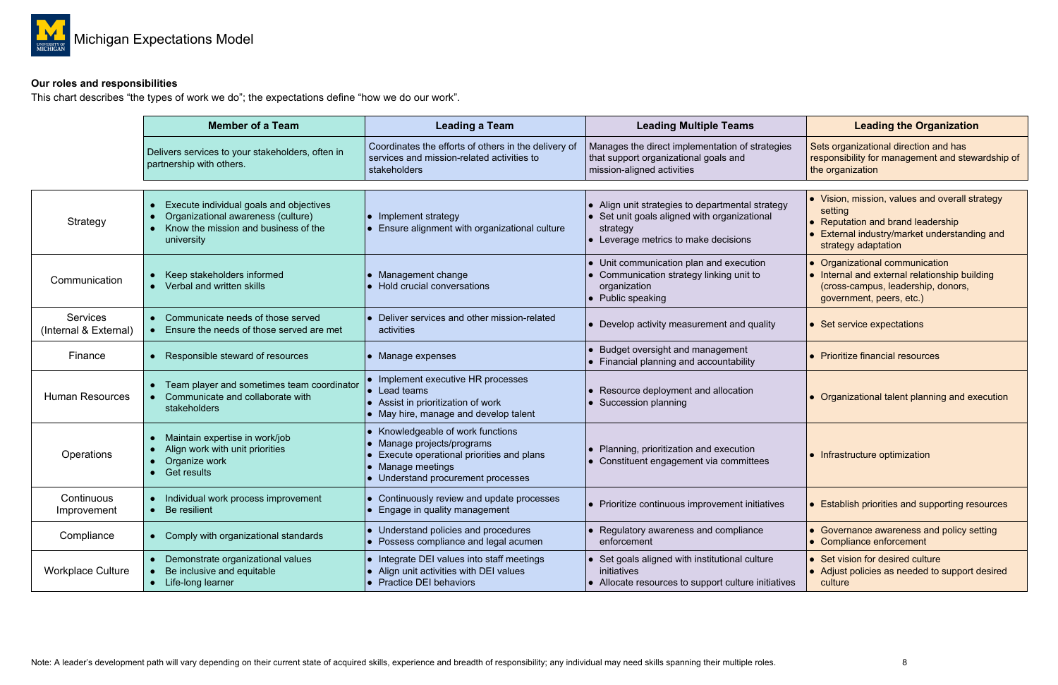# Michigan Expectations Model

**Our roles and responsibilities**

This chart describes "the types of work we do"; the expectations define "how we do our work".

| | Member of a Team | Leading a Team | Leading Multiple Teams | Leading the Organization |
|---|---|---|---|---|
| | Delivers services to your stakeholders, often in partnership with others. | Coordinates the efforts of others in the delivery of services and mission-related activities to stakeholders | Manages the direct implementation of strategies that support organizational goals and mission-aligned activities | Sets organizational direction and has responsibility for management and stewardship of the organization |
| Strategy | • Execute individual goals and objectives<br>• Organizational awareness (culture)<br>• Know the mission and business of the university | • Implement strategy<br>• Ensure alignment with organizational culture | • Align unit strategies to departmental strategy<br>• Set unit goals aligned with organizational strategy<br>• Leverage metrics to make decisions | • Vision, mission, values and overall strategy setting<br>• Reputation and brand leadership<br>• External industry/market understanding and strategy adaptation |
| Communication | • Keep stakeholders informed<br>• Verbal and written skills | • Management change<br>• Hold crucial conversations | • Unit communication plan and execution<br>• Communication strategy linking unit to organization<br>• Public speaking | • Organizational communication<br>• Internal and external relationship building (cross-campus, leadership, donors, government, peers, etc.) |
| Services (Internal & External) | • Communicate needs of those served<br>• Ensure the needs of those served are met | • Deliver services and other mission-related activities | • Develop activity measurement and quality | • Set service expectations |
| Finance | • Responsible steward of resources | • Manage expenses | • Budget oversight and management<br>• Financial planning and accountability | • Prioritize financial resources |
| Human Resources | • Team player and sometimes team coordinator<br>• Communicate and collaborate with stakeholders | • Implement executive HR processes<br>• Lead teams<br>• Assist in prioritization of work<br>• May hire, manage and develop talent | • Resource deployment and allocation<br>• Succession planning | • Organizational talent planning and execution |
| Operations | • Maintain expertise in work/job<br>• Align work with unit priorities<br>• Organize work<br>• Get results | • Knowledgeable of work functions<br>• Manage projects/programs<br>• Execute operational priorities and plans<br>• Manage meetings<br>• Understand procurement processes | • Planning, prioritization and execution<br>• Constituent engagement via committees | • Infrastructure optimization |
| Continuous Improvement | • Individual work process improvement<br>• Be resilient | • Continuously review and update processes<br>• Engage in quality management | • Prioritize continuous improvement initiatives | • Establish priorities and supporting resources |
| Compliance | • Comply with organizational standards | • Understand policies and procedures<br>• Possess compliance and legal acumen | • Regulatory awareness and compliance enforcement | • Governance awareness and policy setting<br>• Compliance enforcement |
| Workplace Culture | • Demonstrate organizational values<br>• Be inclusive and equitable<br>• Life-long learner | • Integrate DEI values into staff meetings<br>• Align unit activities with DEI values<br>• Practice DEI behaviors | • Set goals aligned with institutional culture initiatives<br>• Allocate resources to support culture initiatives | • Set vision for desired culture<br>• Adjust policies as needed to support desired culture |

Note: A leader's development path will vary depending on their current state of acquired skills, experience and breadth of responsibility; any individual may need skills spanning their multiple roles.